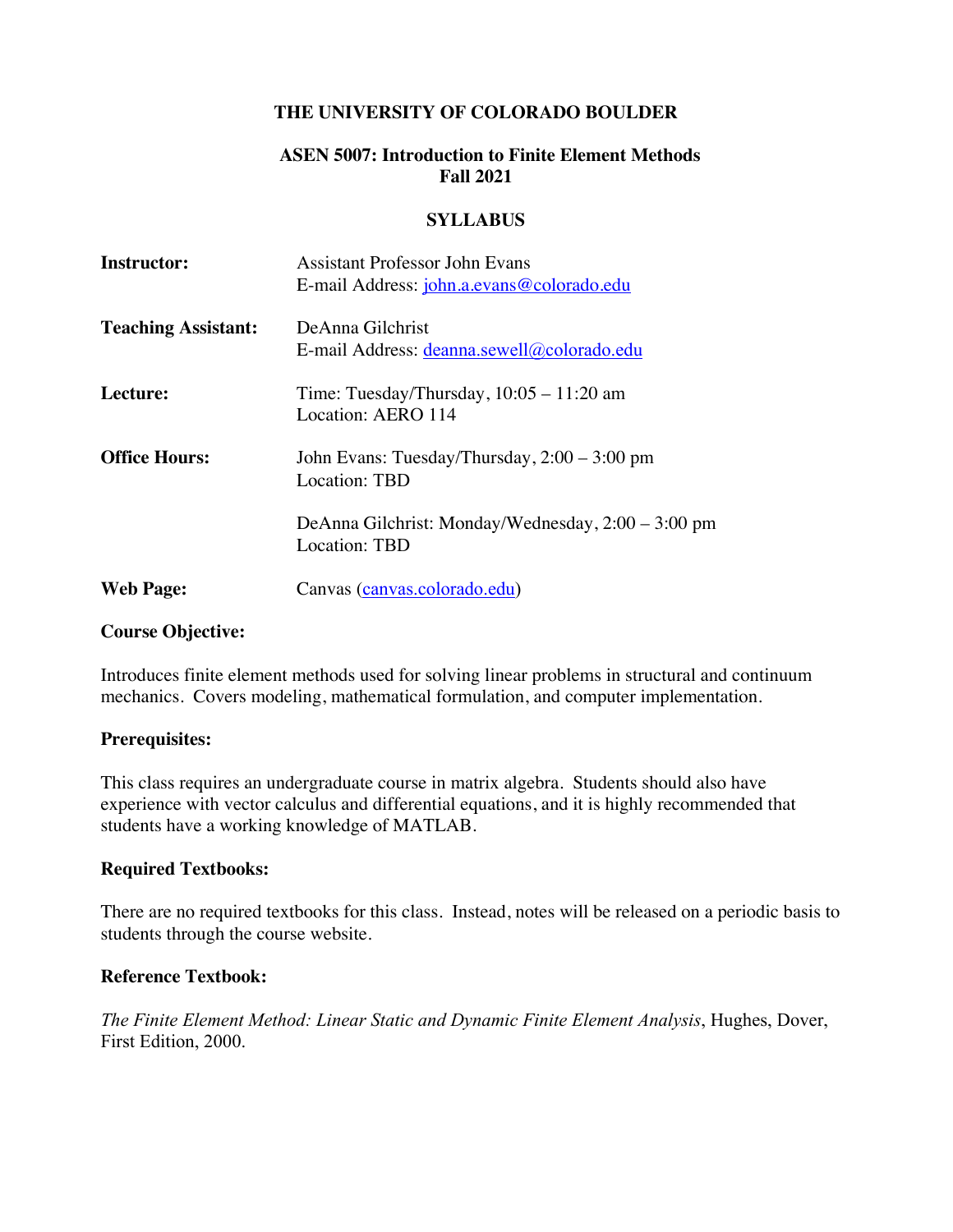# THE UNIVERSITY OF COLORADO BOULDER

## ASEN 5007: Introduction to Finite Element Methods
## Fall 2021

## SYLLABUS

**Instructor:** Assistant Professor John Evans
E-mail Address: john.a.evans@colorado.edu

**Teaching Assistant:** DeAnna Gilchrist
E-mail Address: deanna.sewell@colorado.edu

**Lecture:** Time: Tuesday/Thursday, 10:05 – 11:20 am
Location: AERO 114

**Office Hours:** John Evans: Tuesday/Thursday, 2:00 – 3:00 pm
Location: TBD

DeAnna Gilchrist: Monday/Wednesday, 2:00 – 3:00 pm
Location: TBD

**Web Page:** Canvas (canvas.colorado.edu)

### Course Objective:

Introduces finite element methods used for solving linear problems in structural and continuum mechanics. Covers modeling, mathematical formulation, and computer implementation.

### Prerequisites:

This class requires an undergraduate course in matrix algebra. Students should also have experience with vector calculus and differential equations, and it is highly recommended that students have a working knowledge of MATLAB.

### Required Textbooks:

There are no required textbooks for this class. Instead, notes will be released on a periodic basis to students through the course website.

### Reference Textbook:

*The Finite Element Method: Linear Static and Dynamic Finite Element Analysis*, Hughes, Dover, First Edition, 2000.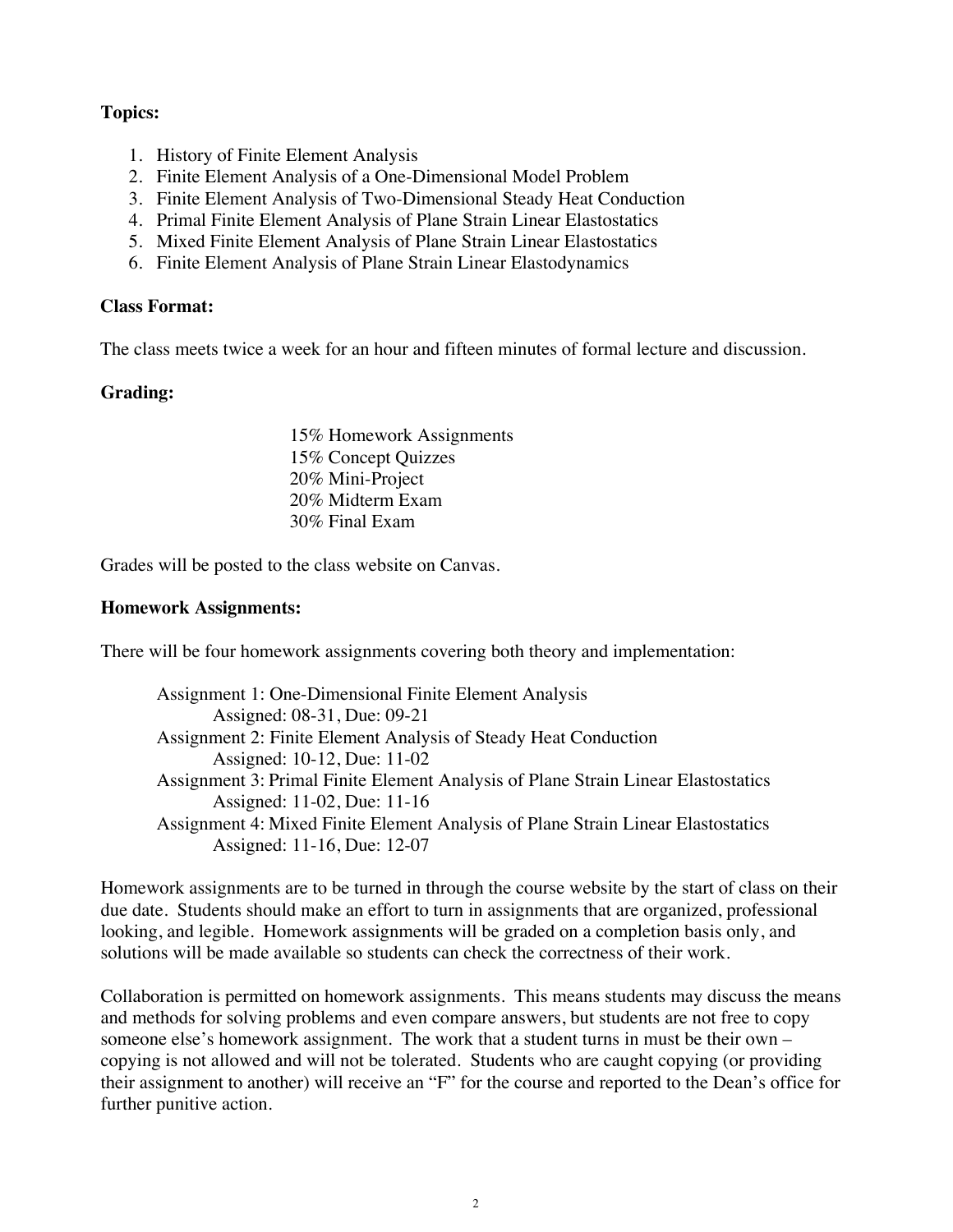**Topics:**

1. History of Finite Element Analysis
2. Finite Element Analysis of a One-Dimensional Model Problem
3. Finite Element Analysis of Two-Dimensional Steady Heat Conduction
4. Primal Finite Element Analysis of Plane Strain Linear Elastostatics
5. Mixed Finite Element Analysis of Plane Strain Linear Elastostatics
6. Finite Element Analysis of Plane Strain Linear Elastodynamics

**Class Format:**

The class meets twice a week for an hour and fifteen minutes of formal lecture and discussion.

**Grading:**

15% Homework Assignments
15% Concept Quizzes
20% Mini-Project
20% Midterm Exam
30% Final Exam

Grades will be posted to the class website on Canvas.

**Homework Assignments:**

There will be four homework assignments covering both theory and implementation:

Assignment 1: One-Dimensional Finite Element Analysis
Assigned: 08-31, Due: 09-21

Assignment 2: Finite Element Analysis of Steady Heat Conduction
Assigned: 10-12, Due: 11-02

Assignment 3: Primal Finite Element Analysis of Plane Strain Linear Elastostatics
Assigned: 11-02, Due: 11-16

Assignment 4: Mixed Finite Element Analysis of Plane Strain Linear Elastostatics
Assigned: 11-16, Due: 12-07

Homework assignments are to be turned in through the course website by the start of class on their due date. Students should make an effort to turn in assignments that are organized, professional looking, and legible. Homework assignments will be graded on a completion basis only, and solutions will be made available so students can check the correctness of their work.

Collaboration is permitted on homework assignments. This means students may discuss the means and methods for solving problems and even compare answers, but students are not free to copy someone else's homework assignment. The work that a student turns in must be their own – copying is not allowed and will not be tolerated. Students who are caught copying (or providing their assignment to another) will receive an "F" for the course and reported to the Dean's office for further punitive action.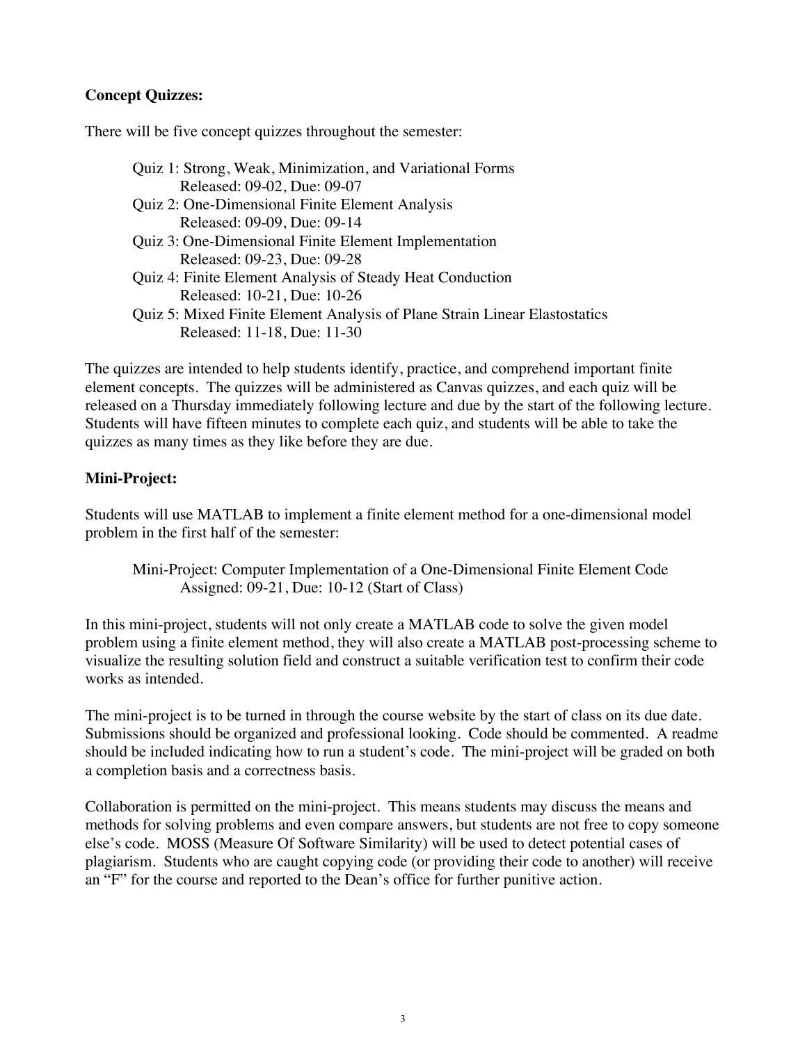**Concept Quizzes:**

There will be five concept quizzes throughout the semester:

Quiz 1: Strong, Weak, Minimization, and Variational Forms
    Released: 09-02, Due: 09-07
Quiz 2: One-Dimensional Finite Element Analysis
    Released: 09-09, Due: 09-14
Quiz 3: One-Dimensional Finite Element Implementation
    Released: 09-23, Due: 09-28
Quiz 4: Finite Element Analysis of Steady Heat Conduction
    Released: 10-21, Due: 10-26
Quiz 5: Mixed Finite Element Analysis of Plane Strain Linear Elastostatics
    Released: 11-18, Due: 11-30

The quizzes are intended to help students identify, practice, and comprehend important finite element concepts. The quizzes will be administered as Canvas quizzes, and each quiz will be released on a Thursday immediately following lecture and due by the start of the following lecture. Students will have fifteen minutes to complete each quiz, and students will be able to take the quizzes as many times as they like before they are due.

**Mini-Project:**

Students will use MATLAB to implement a finite element method for a one-dimensional model problem in the first half of the semester:

Mini-Project: Computer Implementation of a One-Dimensional Finite Element Code
    Assigned: 09-21, Due: 10-12 (Start of Class)

In this mini-project, students will not only create a MATLAB code to solve the given model problem using a finite element method, they will also create a MATLAB post-processing scheme to visualize the resulting solution field and construct a suitable verification test to confirm their code works as intended.

The mini-project is to be turned in through the course website by the start of class on its due date. Submissions should be organized and professional looking. Code should be commented. A readme should be included indicating how to run a student's code. The mini-project will be graded on both a completion basis and a correctness basis.

Collaboration is permitted on the mini-project. This means students may discuss the means and methods for solving problems and even compare answers, but students are not free to copy someone else's code. MOSS (Measure Of Software Similarity) will be used to detect potential cases of plagiarism. Students who are caught copying code (or providing their code to another) will receive an "F" for the course and reported to the Dean's office for further punitive action.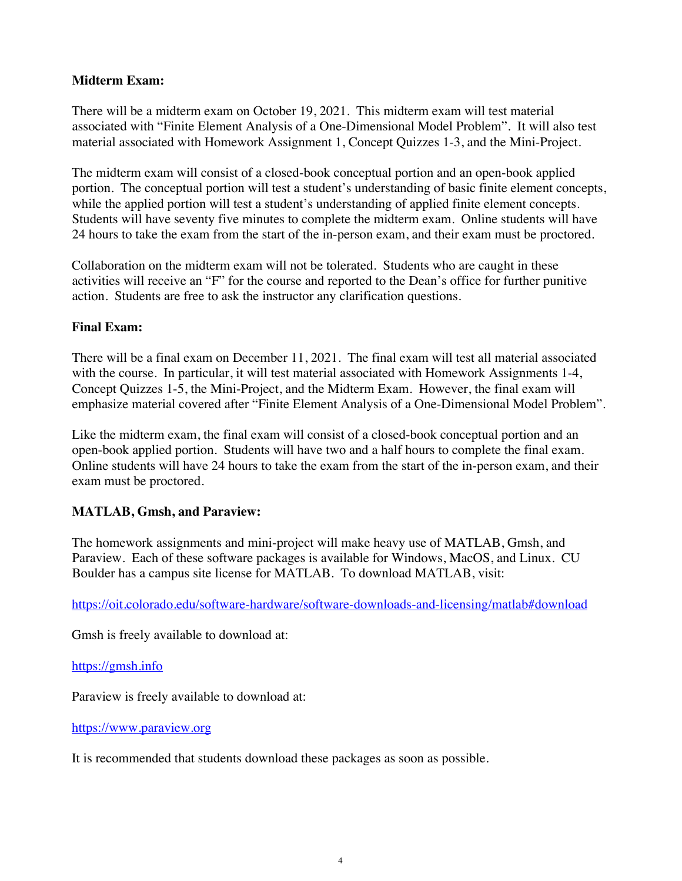**Midterm Exam:**

There will be a midterm exam on October 19, 2021. This midterm exam will test material associated with “Finite Element Analysis of a One-Dimensional Model Problem”. It will also test material associated with Homework Assignment 1, Concept Quizzes 1-3, and the Mini-Project.

The midterm exam will consist of a closed-book conceptual portion and an open-book applied portion. The conceptual portion will test a student’s understanding of basic finite element concepts, while the applied portion will test a student’s understanding of applied finite element concepts. Students will have seventy five minutes to complete the midterm exam. Online students will have 24 hours to take the exam from the start of the in-person exam, and their exam must be proctored.

Collaboration on the midterm exam will not be tolerated. Students who are caught in these activities will receive an “F” for the course and reported to the Dean’s office for further punitive action. Students are free to ask the instructor any clarification questions.

**Final Exam:**

There will be a final exam on December 11, 2021. The final exam will test all material associated with the course. In particular, it will test material associated with Homework Assignments 1-4, Concept Quizzes 1-5, the Mini-Project, and the Midterm Exam. However, the final exam will emphasize material covered after “Finite Element Analysis of a One-Dimensional Model Problem”.

Like the midterm exam, the final exam will consist of a closed-book conceptual portion and an open-book applied portion. Students will have two and a half hours to complete the final exam. Online students will have 24 hours to take the exam from the start of the in-person exam, and their exam must be proctored.

**MATLAB, Gmsh, and Paraview:**

The homework assignments and mini-project will make heavy use of MATLAB, Gmsh, and Paraview. Each of these software packages is available for Windows, MacOS, and Linux. CU Boulder has a campus site license for MATLAB. To download MATLAB, visit:

https://oit.colorado.edu/software-hardware/software-downloads-and-licensing/matlab#download

Gmsh is freely available to download at:

https://gmsh.info

Paraview is freely available to download at:

https://www.paraview.org

It is recommended that students download these packages as soon as possible.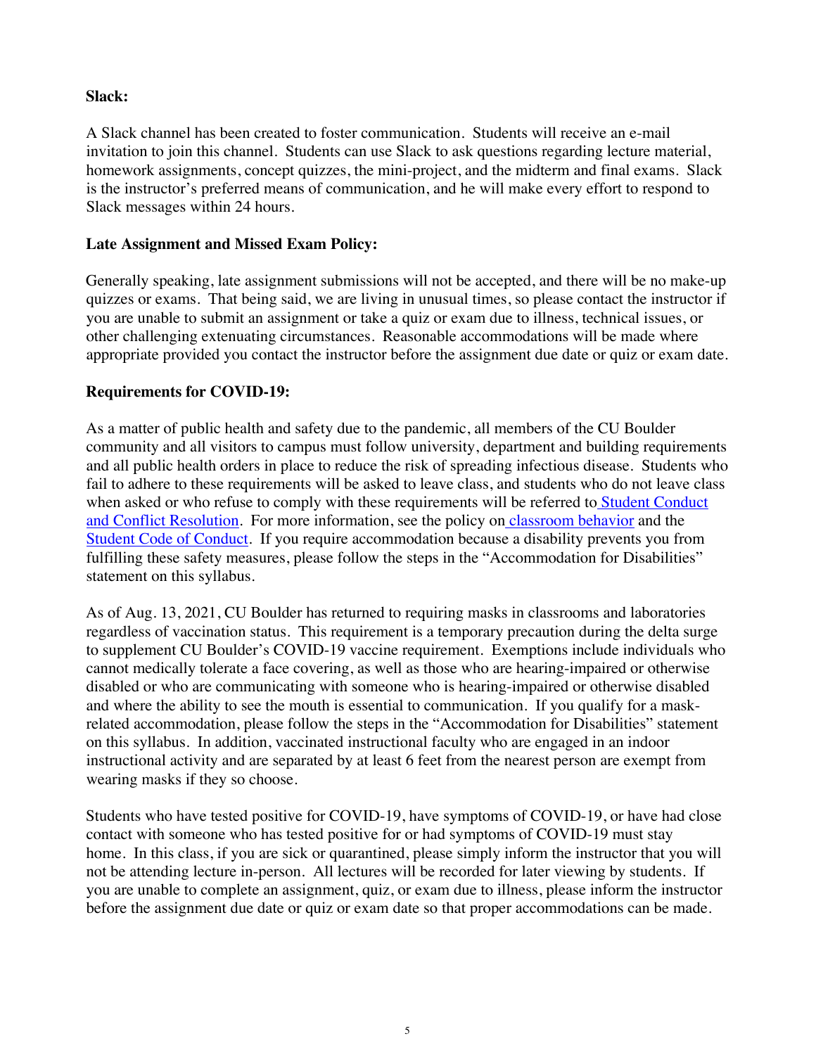**Slack:**

A Slack channel has been created to foster communication. Students will receive an e-mail invitation to join this channel. Students can use Slack to ask questions regarding lecture material, homework assignments, concept quizzes, the mini-project, and the midterm and final exams. Slack is the instructor's preferred means of communication, and he will make every effort to respond to Slack messages within 24 hours.

**Late Assignment and Missed Exam Policy:**

Generally speaking, late assignment submissions will not be accepted, and there will be no make-up quizzes or exams. That being said, we are living in unusual times, so please contact the instructor if you are unable to submit an assignment or take a quiz or exam due to illness, technical issues, or other challenging extenuating circumstances. Reasonable accommodations will be made where appropriate provided you contact the instructor before the assignment due date or quiz or exam date.

**Requirements for COVID-19:**

As a matter of public health and safety due to the pandemic, all members of the CU Boulder community and all visitors to campus must follow university, department and building requirements and all public health orders in place to reduce the risk of spreading infectious disease. Students who fail to adhere to these requirements will be asked to leave class, and students who do not leave class when asked or who refuse to comply with these requirements will be referred to Student Conduct and Conflict Resolution. For more information, see the policy on classroom behavior and the Student Code of Conduct. If you require accommodation because a disability prevents you from fulfilling these safety measures, please follow the steps in the "Accommodation for Disabilities" statement on this syllabus.

As of Aug. 13, 2021, CU Boulder has returned to requiring masks in classrooms and laboratories regardless of vaccination status. This requirement is a temporary precaution during the delta surge to supplement CU Boulder's COVID-19 vaccine requirement. Exemptions include individuals who cannot medically tolerate a face covering, as well as those who are hearing-impaired or otherwise disabled or who are communicating with someone who is hearing-impaired or otherwise disabled and where the ability to see the mouth is essential to communication. If you qualify for a mask-related accommodation, please follow the steps in the "Accommodation for Disabilities" statement on this syllabus. In addition, vaccinated instructional faculty who are engaged in an indoor instructional activity and are separated by at least 6 feet from the nearest person are exempt from wearing masks if they so choose.

Students who have tested positive for COVID-19, have symptoms of COVID-19, or have had close contact with someone who has tested positive for or had symptoms of COVID-19 must stay home. In this class, if you are sick or quarantined, please simply inform the instructor that you will not be attending lecture in-person. All lectures will be recorded for later viewing by students. If you are unable to complete an assignment, quiz, or exam due to illness, please inform the instructor before the assignment due date or quiz or exam date so that proper accommodations can be made.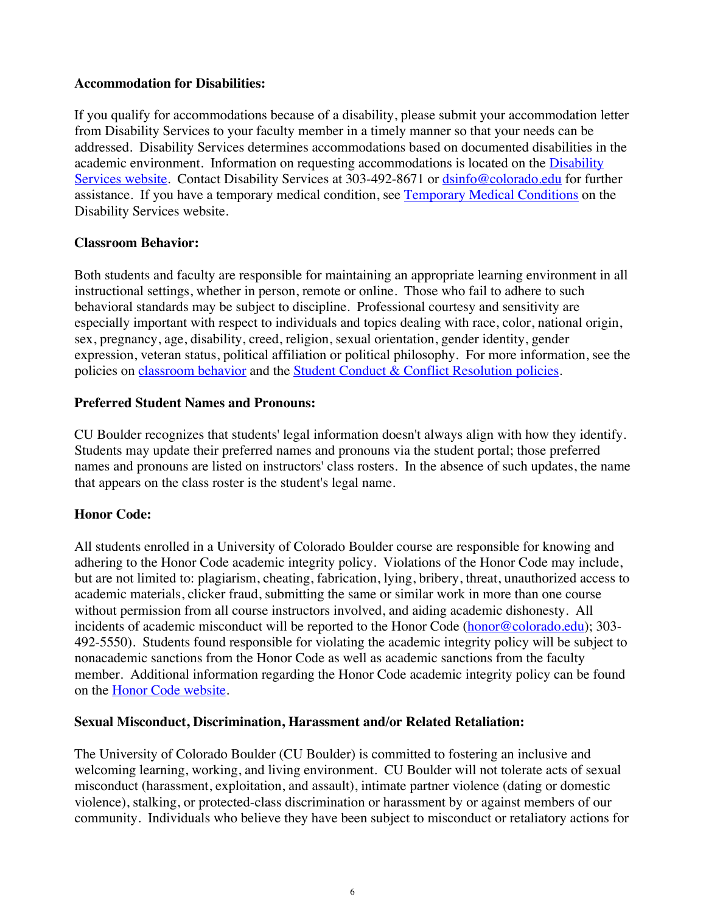**Accommodation for Disabilities:**

If you qualify for accommodations because of a disability, please submit your accommodation letter from Disability Services to your faculty member in a timely manner so that your needs can be addressed. Disability Services determines accommodations based on documented disabilities in the academic environment. Information on requesting accommodations is located on the Disability Services website. Contact Disability Services at 303-492-8671 or dsinfo@colorado.edu for further assistance. If you have a temporary medical condition, see Temporary Medical Conditions on the Disability Services website.

**Classroom Behavior:**

Both students and faculty are responsible for maintaining an appropriate learning environment in all instructional settings, whether in person, remote or online. Those who fail to adhere to such behavioral standards may be subject to discipline. Professional courtesy and sensitivity are especially important with respect to individuals and topics dealing with race, color, national origin, sex, pregnancy, age, disability, creed, religion, sexual orientation, gender identity, gender expression, veteran status, political affiliation or political philosophy. For more information, see the policies on classroom behavior and the Student Conduct & Conflict Resolution policies.

**Preferred Student Names and Pronouns:**

CU Boulder recognizes that students' legal information doesn't always align with how they identify. Students may update their preferred names and pronouns via the student portal; those preferred names and pronouns are listed on instructors' class rosters. In the absence of such updates, the name that appears on the class roster is the student's legal name.

**Honor Code:**

All students enrolled in a University of Colorado Boulder course are responsible for knowing and adhering to the Honor Code academic integrity policy. Violations of the Honor Code may include, but are not limited to: plagiarism, cheating, fabrication, lying, bribery, threat, unauthorized access to academic materials, clicker fraud, submitting the same or similar work in more than one course without permission from all course instructors involved, and aiding academic dishonesty. All incidents of academic misconduct will be reported to the Honor Code (honor@colorado.edu); 303-492-5550). Students found responsible for violating the academic integrity policy will be subject to nonacademic sanctions from the Honor Code as well as academic sanctions from the faculty member. Additional information regarding the Honor Code academic integrity policy can be found on the Honor Code website.

**Sexual Misconduct, Discrimination, Harassment and/or Related Retaliation:**

The University of Colorado Boulder (CU Boulder) is committed to fostering an inclusive and welcoming learning, working, and living environment. CU Boulder will not tolerate acts of sexual misconduct (harassment, exploitation, and assault), intimate partner violence (dating or domestic violence), stalking, or protected-class discrimination or harassment by or against members of our community. Individuals who believe they have been subject to misconduct or retaliatory actions for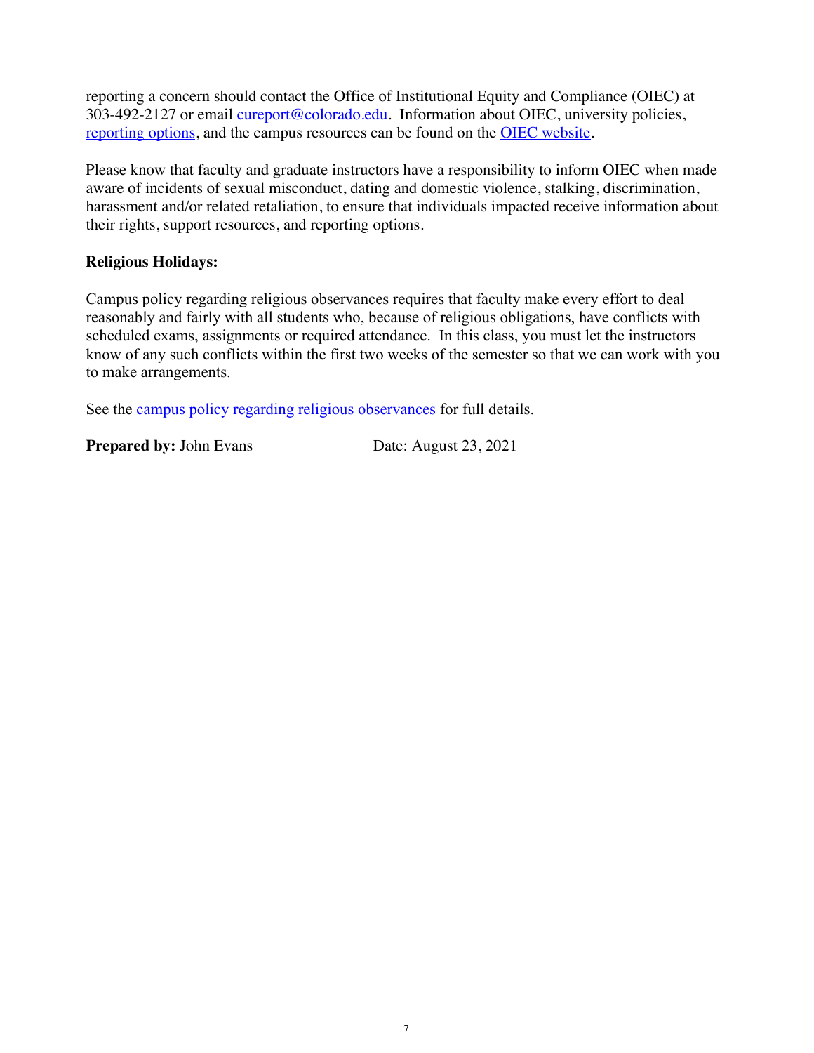reporting a concern should contact the Office of Institutional Equity and Compliance (OIEC) at 303-492-2127 or email cureport@colorado.edu. Information about OIEC, university policies, reporting options, and the campus resources can be found on the OIEC website.

Please know that faculty and graduate instructors have a responsibility to inform OIEC when made aware of incidents of sexual misconduct, dating and domestic violence, stalking, discrimination, harassment and/or related retaliation, to ensure that individuals impacted receive information about their rights, support resources, and reporting options.

**Religious Holidays:**

Campus policy regarding religious observances requires that faculty make every effort to deal reasonably and fairly with all students who, because of religious obligations, have conflicts with scheduled exams, assignments or required attendance. In this class, you must let the instructors know of any such conflicts within the first two weeks of the semester so that we can work with you to make arrangements.

See the campus policy regarding religious observances for full details.

**Prepared by:** John Evans Date: August 23, 2021